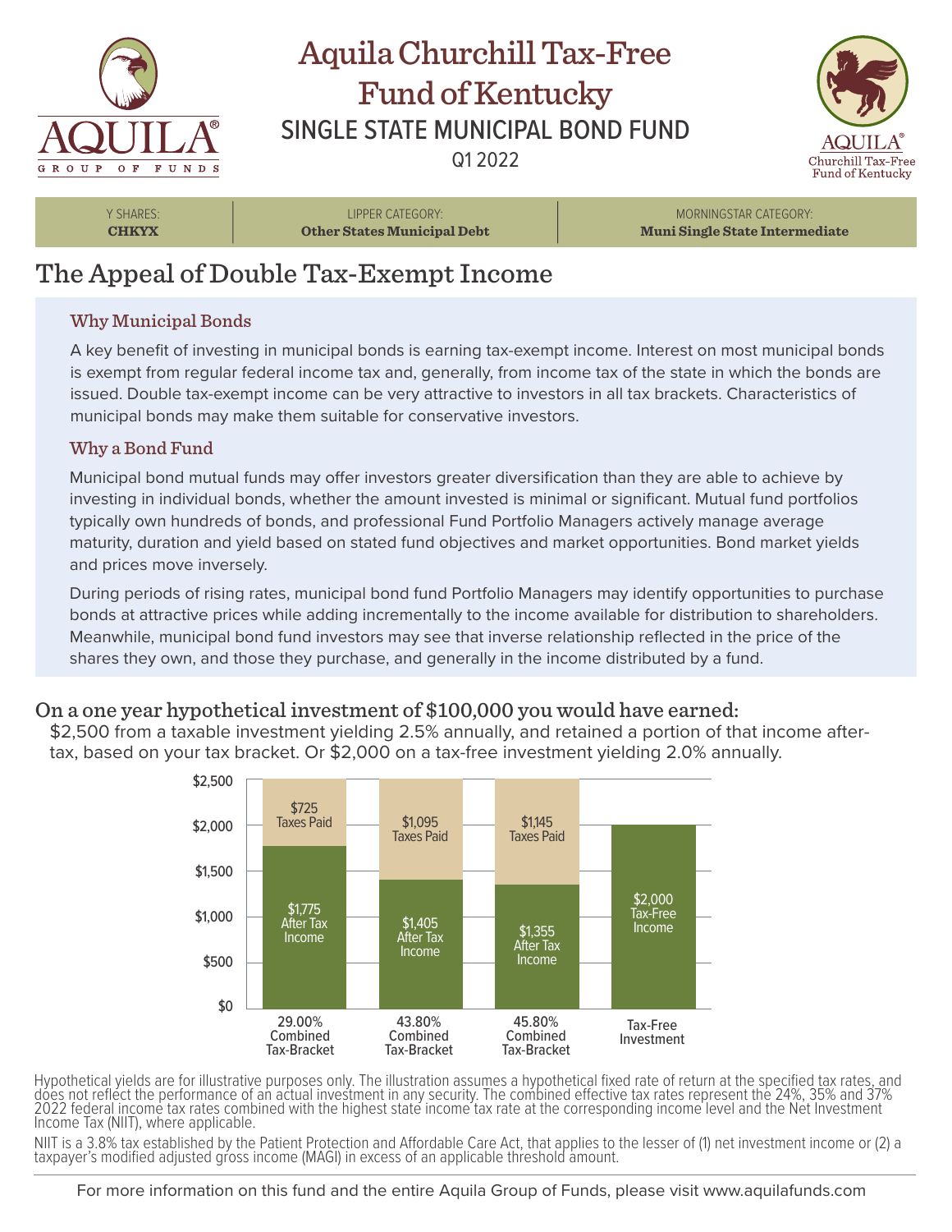# Aquila Churchill Tax-Free Fund of Kentucky

## SINGLE STATE MUNICIPAL BOND FUND

Q1 2022

AQUILA® GROUP OF FUNDS

AQUILA® Churchill Tax-Free Fund of Kentucky

| Y SHARES: | LIPPER CATEGORY: | MORNINGSTAR CATEGORY: |
|---|---|---|
| **CHKYX** | **Other States Municipal Debt** | **Muni Single State Intermediate** |

## The Appeal of Double Tax-Exempt Income

### Why Municipal Bonds

A key benefit of investing in municipal bonds is earning tax-exempt income. Interest on most municipal bonds is exempt from regular federal income tax and, generally, from income tax of the state in which the bonds are issued. Double tax-exempt income can be very attractive to investors in all tax brackets. Characteristics of municipal bonds may make them suitable for conservative investors.

### Why a Bond Fund

Municipal bond mutual funds may offer investors greater diversification than they are able to achieve by investing in individual bonds, whether the amount invested is minimal or significant. Mutual fund portfolios typically own hundreds of bonds, and professional Fund Portfolio Managers actively manage average maturity, duration and yield based on stated fund objectives and market opportunities. Bond market yields and prices move inversely.

During periods of rising rates, municipal bond fund Portfolio Managers may identify opportunities to purchase bonds at attractive prices while adding incrementally to the income available for distribution to shareholders. Meanwhile, municipal bond fund investors may see that inverse relationship reflected in the price of the shares they own, and those they purchase, and generally in the income distributed by a fund.

## On a one year hypothetical investment of $100,000 you would have earned:

$2,500 from a taxable investment yielding 2.5% annually, and retained a portion of that income after-tax, based on your tax bracket. Or $2,000 on a tax-free investment yielding 2.0% annually.

| | 29.00% Combined Tax-Bracket | 43.80% Combined Tax-Bracket | 45.80% Combined Tax-Bracket | Tax-Free Investment |
|---|---|---|---|---|
| Taxes Paid | $725 | $1,095 | $1,145 | |
| After Tax Income | $1,775 | $1,405 | $1,355 | |
| Tax-Free Income | | | | $2,000 |

Hypothetical yields are for illustrative purposes only. The illustration assumes a hypothetical fixed rate of return at the specified tax rates, and does not reflect the performance of an actual investment in any security. The combined effective tax rates represent the 24%, 35% and 37% 2022 federal income tax rates combined with the highest state income tax rate at the corresponding income level and the Net Investment Income Tax (NIIT), where applicable.

NIIT is a 3.8% tax established by the Patient Protection and Affordable Care Act, that applies to the lesser of (1) net investment income or (2) a taxpayer's modified adjusted gross income (MAGI) in excess of an applicable threshold amount.

For more information on this fund and the entire Aquila Group of Funds, please visit www.aquilafunds.com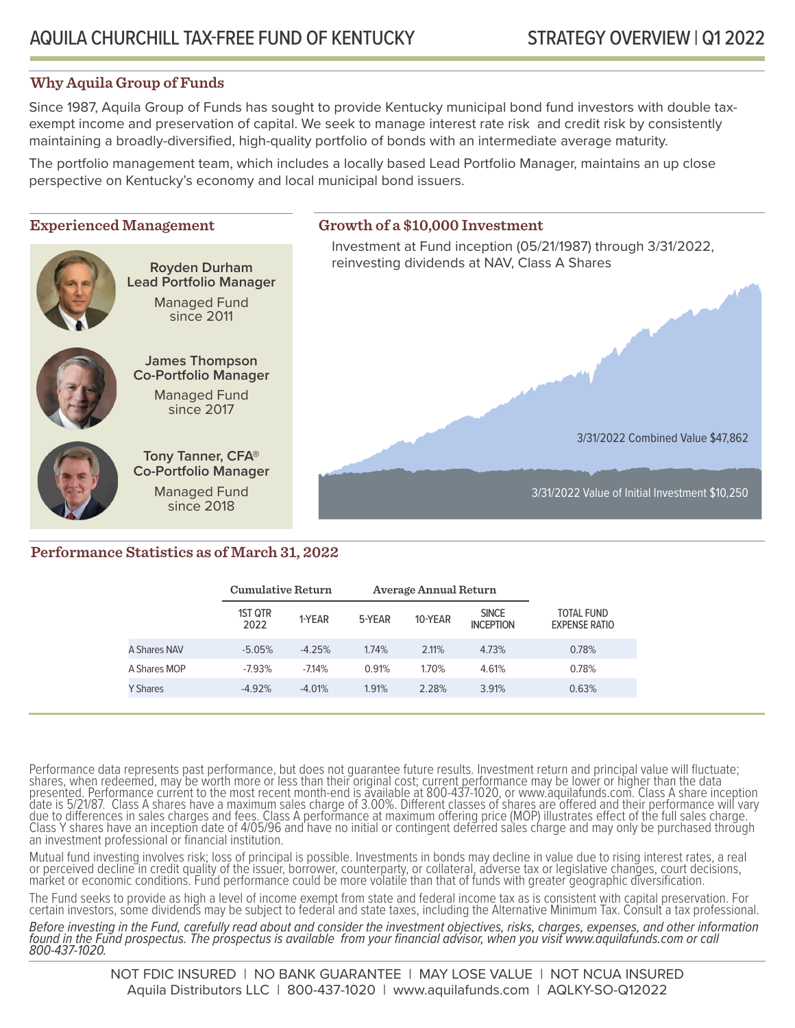# AQUILA CHURCHILL TAX-FREE FUND OF KENTUCKY

## STRATEGY OVERVIEW | Q1 2022

### Why Aquila Group of Funds

Since 1987, Aquila Group of Funds has sought to provide Kentucky municipal bond fund investors with double tax-exempt income and preservation of capital. We seek to manage interest rate risk and credit risk by consistently maintaining a broadly-diversified, high-quality portfolio of bonds with an intermediate average maturity.

The portfolio management team, which includes a locally based Lead Portfolio Manager, maintains an up close perspective on Kentucky's economy and local municipal bond issuers.

### Experienced Management

**Royden Durham**
**Lead Portfolio Manager**
Managed Fund since 2011

**James Thompson**
**Co-Portfolio Manager**
Managed Fund since 2017

**Tony Tanner, CFA®**
**Co-Portfolio Manager**
Managed Fund since 2018

### Growth of a $10,000 Investment

Investment at Fund inception (05/21/1987) through 3/31/2022, reinvesting dividends at NAV, Class A Shares

3/31/2022 Combined Value $47,862

3/31/2022 Value of Initial Investment $10,250

### Performance Statistics as of March 31, 2022

| | Cumulative Return | | Average Annual Return | | | |
|---|---|---|---|---|---|---|
| | 1ST QTR 2022 | 1-YEAR | 5-YEAR | 10-YEAR | SINCE INCEPTION | TOTAL FUND EXPENSE RATIO |
| A Shares NAV | -5.05% | -4.25% | 1.74% | 2.11% | 4.73% | 0.78% |
| A Shares MOP | -7.93% | -7.14% | 0.91% | 1.70% | 4.61% | 0.78% |
| Y Shares | -4.92% | -4.01% | 1.91% | 2.28% | 3.91% | 0.63% |

Performance data represents past performance, but does not guarantee future results. Investment return and principal value will fluctuate; shares, when redeemed, may be worth more or less than their original cost; current performance may be lower or higher than the data presented. Performance current to the most recent month-end is available at 800-437-1020, or www.aquilafunds.com. Class A share inception date is 5/21/87. Class A shares have a maximum sales charge of 3.00%. Different classes of shares are offered and their performance will vary due to differences in sales charges and fees. Class A performance at maximum offering price (MOP) illustrates effect of the full sales charge. Class Y shares have an inception date of 4/05/96 and have no initial or contingent deferred sales charge and may only be purchased through an investment professional or financial institution.

Mutual fund investing involves risk; loss of principal is possible. Investments in bonds may decline in value due to rising interest rates, a real or perceived decline in credit quality of the issuer, borrower, counterparty, or collateral, adverse tax or legislative changes, court decisions, market or economic conditions. Fund performance could be more volatile than that of funds with greater geographic diversification.

The Fund seeks to provide as high a level of income exempt from state and federal income tax as is consistent with capital preservation. For certain investors, some dividends may be subject to federal and state taxes, including the Alternative Minimum Tax. Consult a tax professional.

*Before investing in the Fund, carefully read about and consider the investment objectives, risks, charges, expenses, and other information found in the Fund prospectus. The prospectus is available from your financial advisor, when you visit www.aquilafunds.com or call 800-437-1020.*

NOT FDIC INSURED | NO BANK GUARANTEE | MAY LOSE VALUE | NOT NCUA INSURED
Aquila Distributors LLC | 800-437-1020 | www.aquilafunds.com | AQLKY-SO-Q12022